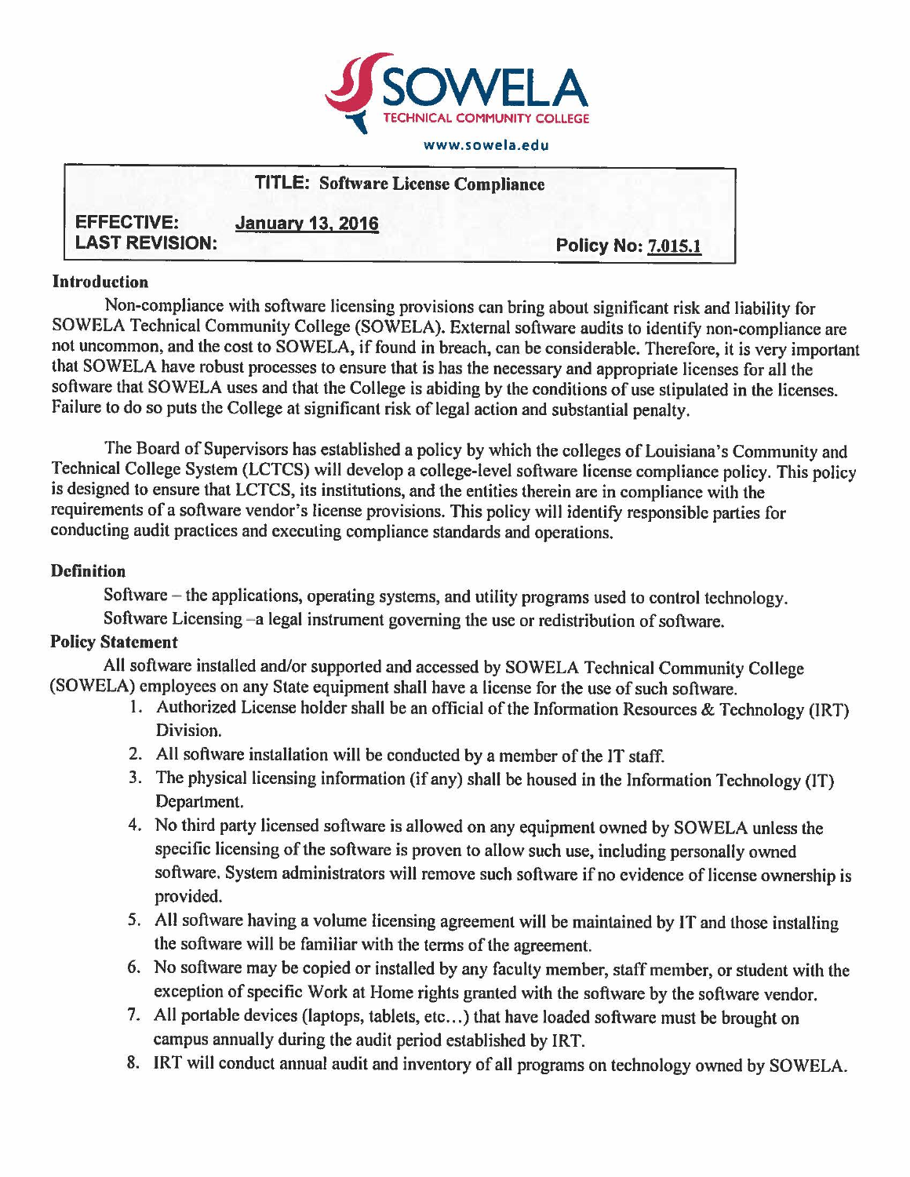SOWELA TECHNICAL COMMUNITY COLLEGE

www.sowela.edu

**TITLE: Software License Compliance**

**EFFECTIVE:** **January 13, 2016**
**LAST REVISION:**
**Policy No: 7.015.1**

## Introduction

Non-compliance with software licensing provisions can bring about significant risk and liability for SOWELA Technical Community College (SOWELA). External software audits to identify non-compliance are not uncommon, and the cost to SOWELA, if found in breach, can be considerable. Therefore, it is very important that SOWELA have robust processes to ensure that is has the necessary and appropriate licenses for all the software that SOWELA uses and that the College is abiding by the conditions of use stipulated in the licenses. Failure to do so puts the College at significant risk of legal action and substantial penalty.

The Board of Supervisors has established a policy by which the colleges of Louisiana's Community and Technical College System (LCTCS) will develop a college-level software license compliance policy. This policy is designed to ensure that LCTCS, its institutions, and the entities therein are in compliance with the requirements of a software vendor's license provisions. This policy will identify responsible parties for conducting audit practices and executing compliance standards and operations.

## Definition

Software – the applications, operating systems, and utility programs used to control technology.

Software Licensing –a legal instrument governing the use or redistribution of software.

## Policy Statement

All software installed and/or supported and accessed by SOWELA Technical Community College (SOWELA) employees on any State equipment shall have a license for the use of such software.

1. Authorized License holder shall be an official of the Information Resources & Technology (IRT) Division.
2. All software installation will be conducted by a member of the IT staff.
3. The physical licensing information (if any) shall be housed in the Information Technology (IT) Department.
4. No third party licensed software is allowed on any equipment owned by SOWELA unless the specific licensing of the software is proven to allow such use, including personally owned software. System administrators will remove such software if no evidence of license ownership is provided.
5. All software having a volume licensing agreement will be maintained by IT and those installing the software will be familiar with the terms of the agreement.
6. No software may be copied or installed by any faculty member, staff member, or student with the exception of specific Work at Home rights granted with the software by the software vendor.
7. All portable devices (laptops, tablets, etc…) that have loaded software must be brought on campus annually during the audit period established by IRT.
8. IRT will conduct annual audit and inventory of all programs on technology owned by SOWELA.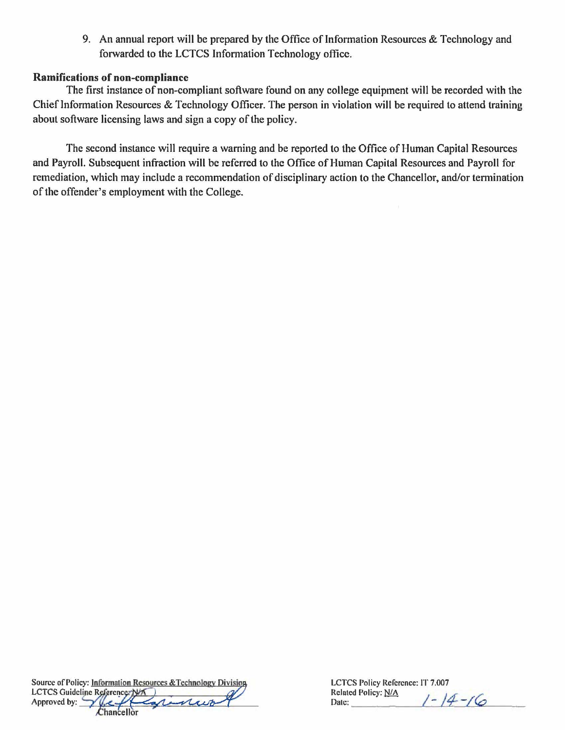9. An annual report will be prepared by the Office of Information Resources & Technology and forwarded to the LCTCS Information Technology office.

**Ramifications of non-compliance**

The first instance of non-compliant software found on any college equipment will be recorded with the Chief Information Resources & Technology Officer. The person in violation will be required to attend training about software licensing laws and sign a copy of the policy.

The second instance will require a warning and be reported to the Office of Human Capital Resources and Payroll. Subsequent infraction will be referred to the Office of Human Capital Resources and Payroll for remediation, which may include a recommendation of disciplinary action to the Chancellor, and/or termination of the offender's employment with the College.

Source of Policy: Information Resources & Technology Division
LCTCS Guideline Reference: N/A
Approved by: Chancellor

LCTCS Policy Reference: IT 7.007
Related Policy: N/A
Date: 1-14-16